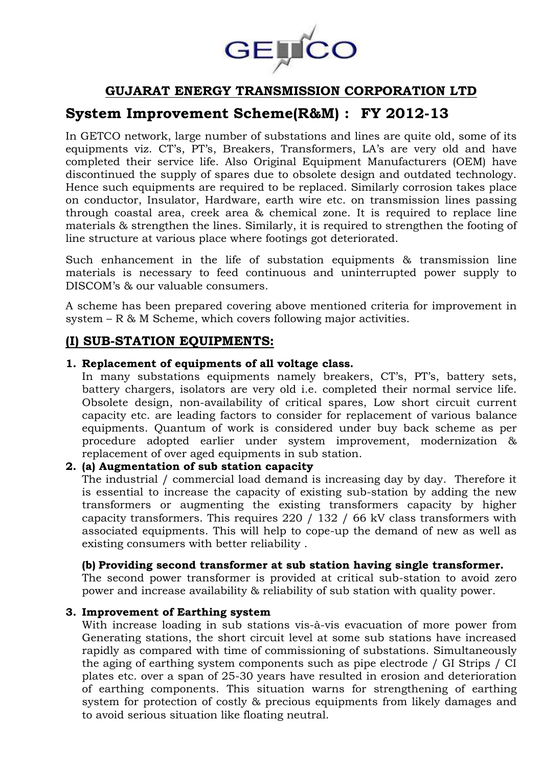# GUJARAT ENERGY TRANSMISSION CORPORATION LTD

## System Improvement Scheme(R&M) : FY 2012-13

In GETCO network, large number of substations and lines are quite old, some of its equipments viz. CT's, PT's, Breakers, Transformers, LA's are very old and have completed their service life. Also Original Equipment Manufacturers (OEM) have discontinued the supply of spares due to obsolete design and outdated technology. Hence such equipments are required to be replaced. Similarly corrosion takes place on conductor, Insulator, Hardware, earth wire etc. on transmission lines passing through coastal area, creek area & chemical zone. It is required to replace line materials & strengthen the lines. Similarly, it is required to strengthen the footing of line structure at various place where footings got deteriorated.

Such enhancement in the life of substation equipments & transmission line materials is necessary to feed continuous and uninterrupted power supply to DISCOM's & our valuable consumers.

A scheme has been prepared covering above mentioned criteria for improvement in system – R & M Scheme, which covers following major activities.

## (I) SUB-STATION EQUIPMENTS:

1. **Replacement of equipments of all voltage class.**
   In many substations equipments namely breakers, CT's, PT's, battery sets, battery chargers, isolators are very old i.e. completed their normal service life. Obsolete design, non-availability of critical spares, Low short circuit current capacity etc. are leading factors to consider for replacement of various balance equipments. Quantum of work is considered under buy back scheme as per procedure adopted earlier under system improvement, modernization & replacement of over aged equipments in sub station.

2. **(a) Augmentation of sub station capacity**
   The industrial / commercial load demand is increasing day by day. Therefore it is essential to increase the capacity of existing sub-station by adding the new transformers or augmenting the existing transformers capacity by higher capacity transformers. This requires 220 / 132 / 66 kV class transformers with associated equipments. This will help to cope-up the demand of new as well as existing consumers with better reliability .

   **(b) Providing second transformer at sub station having single transformer.**
   The second power transformer is provided at critical sub-station to avoid zero power and increase availability & reliability of sub station with quality power.

3. **Improvement of Earthing system**
   With increase loading in sub stations vis-à-vis evacuation of more power from Generating stations, the short circuit level at some sub stations have increased rapidly as compared with time of commissioning of substations. Simultaneously the aging of earthing system components such as pipe electrode / GI Strips / CI plates etc. over a span of 25-30 years have resulted in erosion and deterioration of earthing components. This situation warns for strengthening of earthing system for protection of costly & precious equipments from likely damages and to avoid serious situation like floating neutral.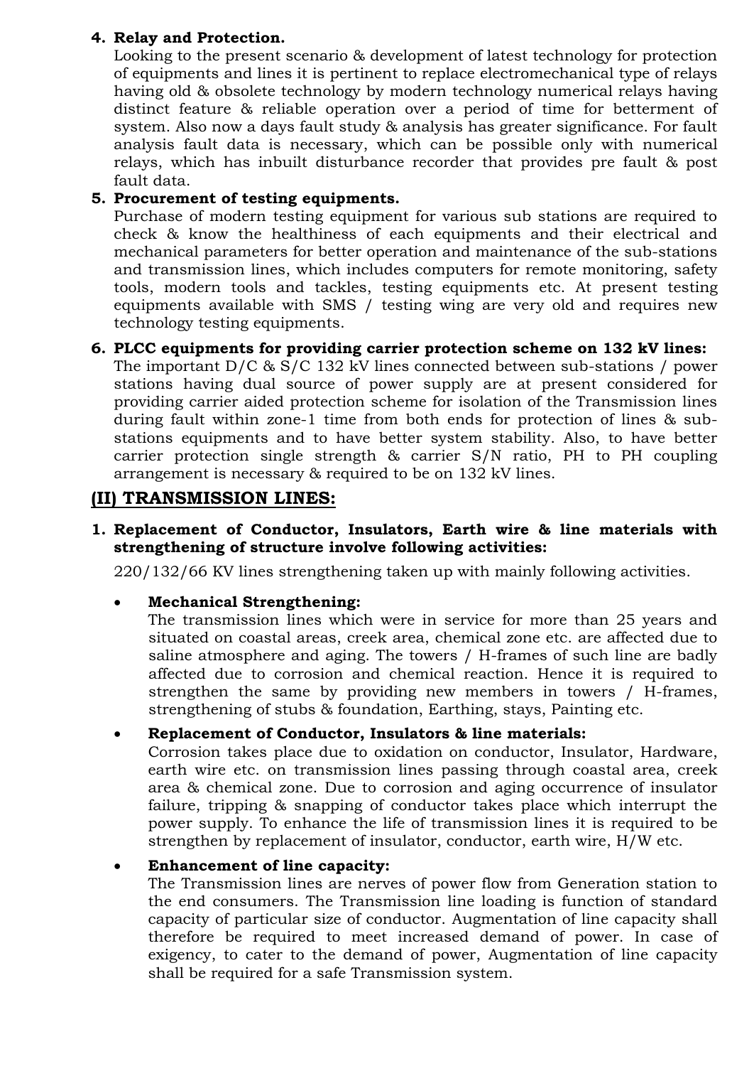4. **Relay and Protection.**
   Looking to the present scenario & development of latest technology for protection of equipments and lines it is pertinent to replace electromechanical type of relays having old & obsolete technology by modern technology numerical relays having distinct feature & reliable operation over a period of time for betterment of system. Also now a days fault study & analysis has greater significance. For fault analysis fault data is necessary, which can be possible only with numerical relays, which has inbuilt disturbance recorder that provides pre fault & post fault data.

5. **Procurement of testing equipments.**
   Purchase of modern testing equipment for various sub stations are required to check & know the healthiness of each equipments and their electrical and mechanical parameters for better operation and maintenance of the sub-stations and transmission lines, which includes computers for remote monitoring, safety tools, modern tools and tackles, testing equipments etc. At present testing equipments available with SMS / testing wing are very old and requires new technology testing equipments.

6. **PLCC equipments for providing carrier protection scheme on 132 kV lines:**
   The important D/C & S/C 132 kV lines connected between sub-stations / power stations having dual source of power supply are at present considered for providing carrier aided protection scheme for isolation of the Transmission lines during fault within zone-1 time from both ends for protection of lines & sub-stations equipments and to have better system stability. Also, to have better carrier protection single strength & carrier S/N ratio, PH to PH coupling arrangement is necessary & required to be on 132 kV lines.

## (II) TRANSMISSION LINES:

1. **Replacement of Conductor, Insulators, Earth wire & line materials with strengthening of structure involve following activities:**

   220/132/66 KV lines strengthening taken up with mainly following activities.

   - **Mechanical Strengthening:**
     The transmission lines which were in service for more than 25 years and situated on coastal areas, creek area, chemical zone etc. are affected due to saline atmosphere and aging. The towers / H-frames of such line are badly affected due to corrosion and chemical reaction. Hence it is required to strengthen the same by providing new members in towers / H-frames, strengthening of stubs & foundation, Earthing, stays, Painting etc.

   - **Replacement of Conductor, Insulators & line materials:**
     Corrosion takes place due to oxidation on conductor, Insulator, Hardware, earth wire etc. on transmission lines passing through coastal area, creek area & chemical zone. Due to corrosion and aging occurrence of insulator failure, tripping & snapping of conductor takes place which interrupt the power supply. To enhance the life of transmission lines it is required to be strengthen by replacement of insulator, conductor, earth wire, H/W etc.

   - **Enhancement of line capacity:**
     The Transmission lines are nerves of power flow from Generation station to the end consumers. The Transmission line loading is function of standard capacity of particular size of conductor. Augmentation of line capacity shall therefore be required to meet increased demand of power. In case of exigency, to cater to the demand of power, Augmentation of line capacity shall be required for a safe Transmission system.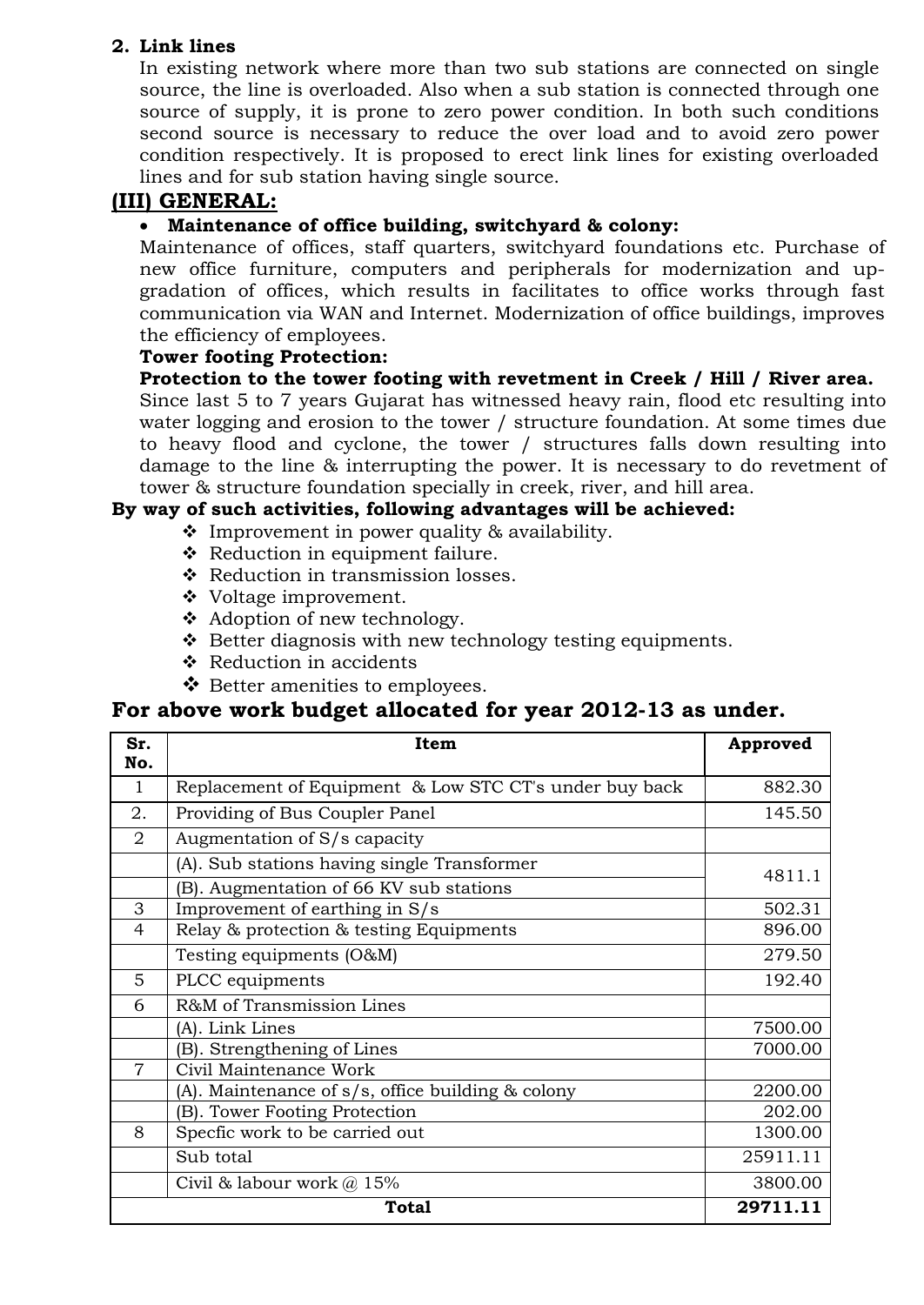**2. Link lines**

In existing network where more than two sub stations are connected on single source, the line is overloaded. Also when a sub station is connected through one source of supply, it is prone to zero power condition. In both such conditions second source is necessary to reduce the over load and to avoid zero power condition respectively. It is proposed to erect link lines for existing overloaded lines and for sub station having single source.

## (III) GENERAL:

- **Maintenance of office building, switchyard & colony:**

Maintenance of offices, staff quarters, switchyard foundations etc. Purchase of new office furniture, computers and peripherals for modernization and up-gradation of offices, which results in facilitates to office works through fast communication via WAN and Internet. Modernization of office buildings, improves the efficiency of employees.

**Tower footing Protection:**

**Protection to the tower footing with revetment in Creek / Hill / River area.**

Since last 5 to 7 years Gujarat has witnessed heavy rain, flood etc resulting into water logging and erosion to the tower / structure foundation. At some times due to heavy flood and cyclone, the tower / structures falls down resulting into damage to the line & interrupting the power. It is necessary to do revetment of tower & structure foundation specially in creek, river, and hill area.

**By way of such activities, following advantages will be achieved:**

- Improvement in power quality & availability.
- Reduction in equipment failure.
- Reduction in transmission losses.
- Voltage improvement.
- Adoption of new technology.
- Better diagnosis with new technology testing equipments.
- Reduction in accidents
- Better amenities to employees.

## For above work budget allocated for year 2012-13 as under.

| Sr. No. | Item | Approved |
|---|---|---|
| 1 | Replacement of Equipment & Low STC CT's under buy back | 882.30 |
| 2. | Providing of Bus Coupler Panel | 145.50 |
| 2 | Augmentation of S/s capacity | |
| | (A). Sub stations having single Transformer | 4811.1 |
| | (B). Augmentation of 66 KV sub stations | |
| 3 | Improvement of earthing in S/s | 502.31 |
| 4 | Relay & protection & testing Equipments | 896.00 |
| | Testing equipments (O&M) | 279.50 |
| 5 | PLCC equipments | 192.40 |
| 6 | R&M of Transmission Lines | |
| | (A). Link Lines | 7500.00 |
| | (B). Strengthening of Lines | 7000.00 |
| 7 | Civil Maintenance Work | |
| | (A). Maintenance of s/s, office building & colony | 2200.00 |
| | (B). Tower Footing Protection | 202.00 |
| 8 | Specfic work to be carried out | 1300.00 |
| | Sub total | 25911.11 |
| | Civil & labour work @ 15% | 3800.00 |
| **Total** | | **29711.11** |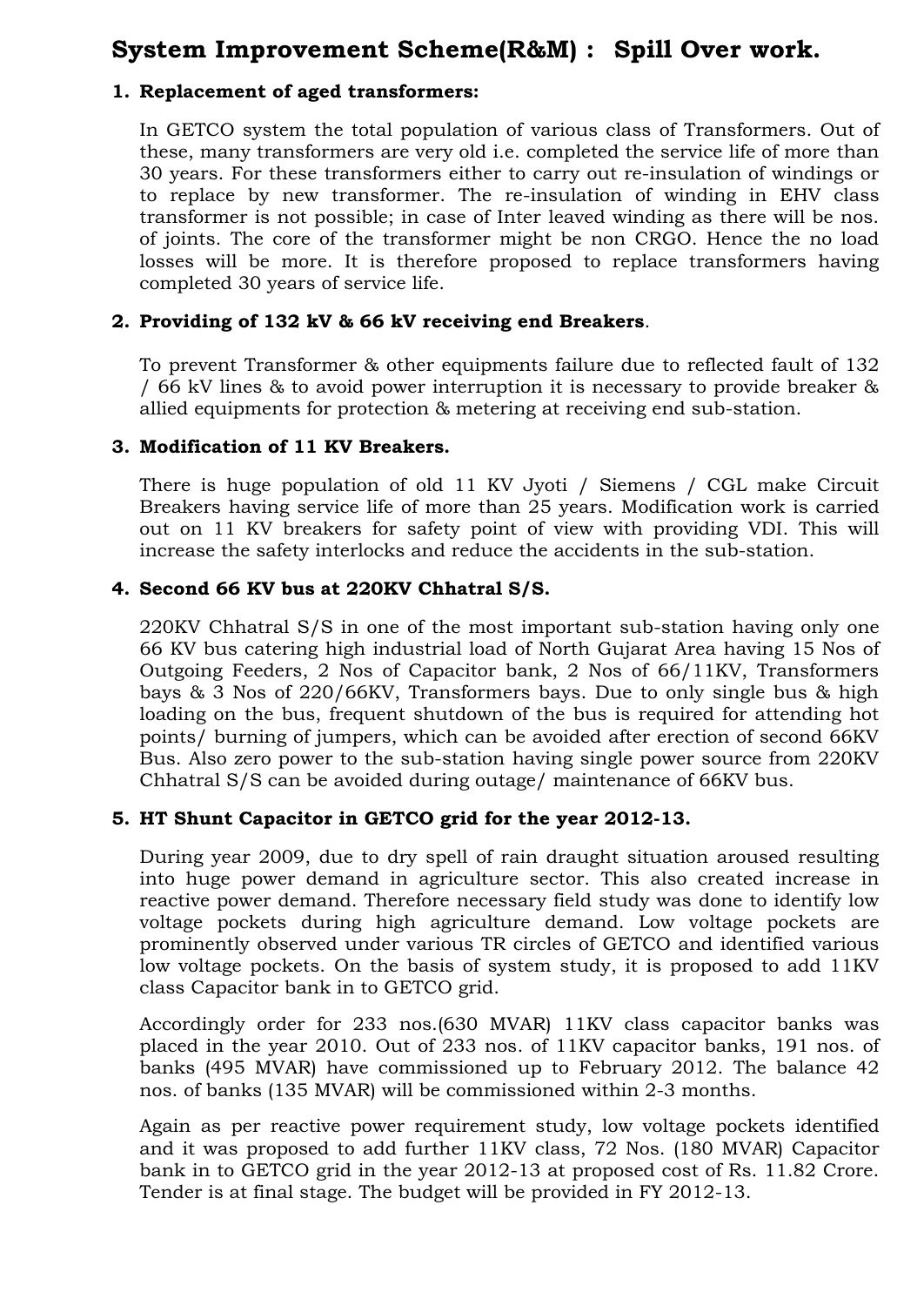# System Improvement Scheme(R&M) : Spill Over work.

1. **Replacement of aged transformers:**

   In GETCO system the total population of various class of Transformers. Out of these, many transformers are very old i.e. completed the service life of more than 30 years. For these transformers either to carry out re-insulation of windings or to replace by new transformer. The re-insulation of winding in EHV class transformer is not possible; in case of Inter leaved winding as there will be nos. of joints. The core of the transformer might be non CRGO. Hence the no load losses will be more. It is therefore proposed to replace transformers having completed 30 years of service life.

2. **Providing of 132 kV & 66 kV receiving end Breakers**.

   To prevent Transformer & other equipments failure due to reflected fault of 132 / 66 kV lines & to avoid power interruption it is necessary to provide breaker & allied equipments for protection & metering at receiving end sub-station.

3. **Modification of 11 KV Breakers.**

   There is huge population of old 11 KV Jyoti / Siemens / CGL make Circuit Breakers having service life of more than 25 years. Modification work is carried out on 11 KV breakers for safety point of view with providing VDI. This will increase the safety interlocks and reduce the accidents in the sub-station.

4. **Second 66 KV bus at 220KV Chhatral S/S.**

   220KV Chhatral S/S in one of the most important sub-station having only one 66 KV bus catering high industrial load of North Gujarat Area having 15 Nos of Outgoing Feeders, 2 Nos of Capacitor bank, 2 Nos of 66/11KV, Transformers bays & 3 Nos of 220/66KV, Transformers bays. Due to only single bus & high loading on the bus, frequent shutdown of the bus is required for attending hot points/ burning of jumpers, which can be avoided after erection of second 66KV Bus. Also zero power to the sub-station having single power source from 220KV Chhatral S/S can be avoided during outage/ maintenance of 66KV bus.

5. **HT Shunt Capacitor in GETCO grid for the year 2012-13.**

   During year 2009, due to dry spell of rain draught situation aroused resulting into huge power demand in agriculture sector. This also created increase in reactive power demand. Therefore necessary field study was done to identify low voltage pockets during high agriculture demand. Low voltage pockets are prominently observed under various TR circles of GETCO and identified various low voltage pockets. On the basis of system study, it is proposed to add 11KV class Capacitor bank in to GETCO grid.

   Accordingly order for 233 nos.(630 MVAR) 11KV class capacitor banks was placed in the year 2010. Out of 233 nos. of 11KV capacitor banks, 191 nos. of banks (495 MVAR) have commissioned up to February 2012. The balance 42 nos. of banks (135 MVAR) will be commissioned within 2-3 months.

   Again as per reactive power requirement study, low voltage pockets identified and it was proposed to add further 11KV class, 72 Nos. (180 MVAR) Capacitor bank in to GETCO grid in the year 2012-13 at proposed cost of Rs. 11.82 Crore. Tender is at final stage. The budget will be provided in FY 2012-13.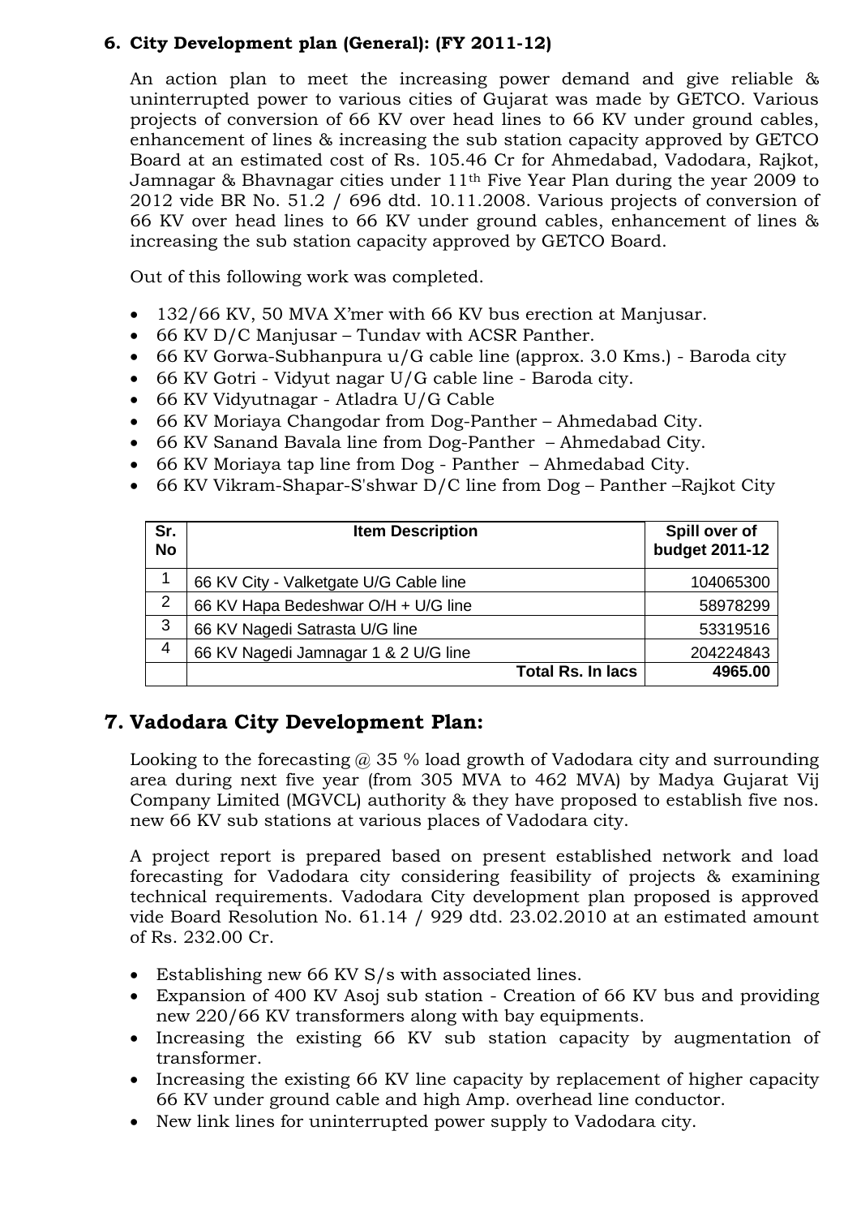### 6. City Development plan (General): (FY 2011-12)

An action plan to meet the increasing power demand and give reliable & uninterrupted power to various cities of Gujarat was made by GETCO. Various projects of conversion of 66 KV over head lines to 66 KV under ground cables, enhancement of lines & increasing the sub station capacity approved by GETCO Board at an estimated cost of Rs. 105.46 Cr for Ahmedabad, Vadodara, Rajkot, Jamnagar & Bhavnagar cities under 11th Five Year Plan during the year 2009 to 2012 vide BR No. 51.2 / 696 dtd. 10.11.2008. Various projects of conversion of 66 KV over head lines to 66 KV under ground cables, enhancement of lines & increasing the sub station capacity approved by GETCO Board.

Out of this following work was completed.

- 132/66 KV, 50 MVA X'mer with 66 KV bus erection at Manjusar.
- 66 KV D/C Manjusar – Tundav with ACSR Panther.
- 66 KV Gorwa-Subhanpura u/G cable line (approx. 3.0 Kms.) - Baroda city
- 66 KV Gotri - Vidyut nagar U/G cable line - Baroda city.
- 66 KV Vidyutnagar - Atladra U/G Cable
- 66 KV Moriaya Changodar from Dog-Panther – Ahmedabad City.
- 66 KV Sanand Bavala line from Dog-Panther – Ahmedabad City.
- 66 KV Moriaya tap line from Dog - Panther – Ahmedabad City.
- 66 KV Vikram-Shapar-S'shwar D/C line from Dog – Panther –Rajkot City

| Sr. No | Item Description | Spill over of budget 2011-12 |
|---|---|---|
| 1 | 66 KV City - Valketgate U/G Cable line | 104065300 |
| 2 | 66 KV Hapa Bedeshwar O/H + U/G line | 58978299 |
| 3 | 66 KV Nagedi Satrasta U/G line | 53319516 |
| 4 | 66 KV Nagedi Jamnagar 1 & 2 U/G line | 204224843 |
| | **Total Rs. In lacs** | **4965.00** |

## 7. Vadodara City Development Plan:

Looking to the forecasting @ 35 % load growth of Vadodara city and surrounding area during next five year (from 305 MVA to 462 MVA) by Madya Gujarat Vij Company Limited (MGVCL) authority & they have proposed to establish five nos. new 66 KV sub stations at various places of Vadodara city.

A project report is prepared based on present established network and load forecasting for Vadodara city considering feasibility of projects & examining technical requirements. Vadodara City development plan proposed is approved vide Board Resolution No. 61.14 / 929 dtd. 23.02.2010 at an estimated amount of Rs. 232.00 Cr.

- Establishing new 66 KV S/s with associated lines.
- Expansion of 400 KV Asoj sub station - Creation of 66 KV bus and providing new 220/66 KV transformers along with bay equipments.
- Increasing the existing 66 KV sub station capacity by augmentation of transformer.
- Increasing the existing 66 KV line capacity by replacement of higher capacity 66 KV under ground cable and high Amp. overhead line conductor.
- New link lines for uninterrupted power supply to Vadodara city.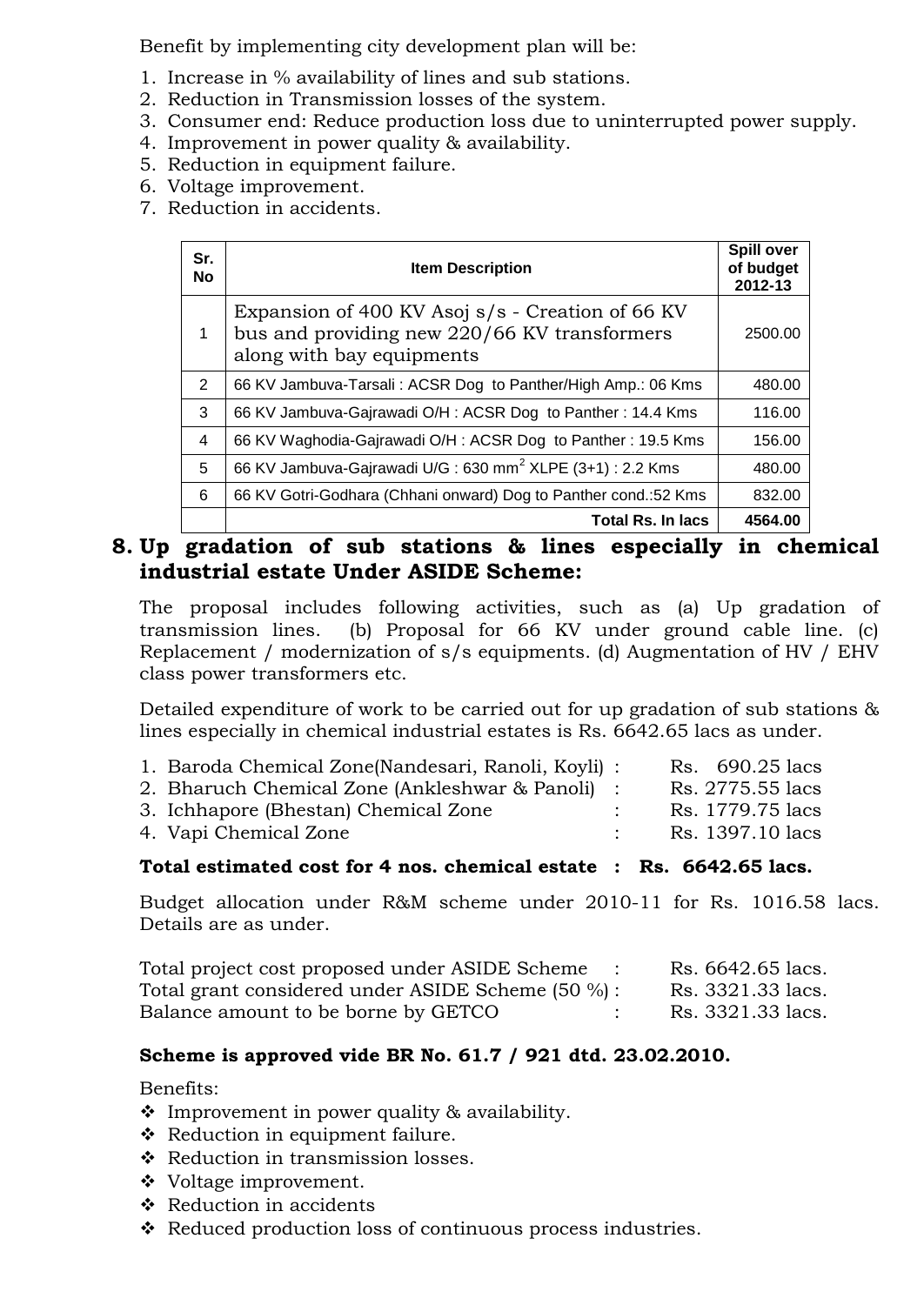Benefit by implementing city development plan will be:

1. Increase in % availability of lines and sub stations.
2. Reduction in Transmission losses of the system.
3. Consumer end: Reduce production loss due to uninterrupted power supply.
4. Improvement in power quality & availability.
5. Reduction in equipment failure.
6. Voltage improvement.
7. Reduction in accidents.

| Sr. No | Item Description | Spill over of budget 2012-13 |
|---|---|---|
| 1 | Expansion of 400 KV Asoj s/s - Creation of 66 KV bus and providing new 220/66 KV transformers along with bay equipments | 2500.00 |
| 2 | 66 KV Jambuva-Tarsali : ACSR Dog to Panther/High Amp.: 06 Kms | 480.00 |
| 3 | 66 KV Jambuva-Gajrawadi O/H : ACSR Dog to Panther : 14.4 Kms | 116.00 |
| 4 | 66 KV Waghodia-Gajrawadi O/H : ACSR Dog to Panther : 19.5 Kms | 156.00 |
| 5 | 66 KV Jambuva-Gajrawadi U/G : 630 $mm^2$ XLPE (3+1) : 2.2 Kms | 480.00 |
| 6 | 66 KV Gotri-Godhara (Chhani onward) Dog to Panther cond.:52 Kms | 832.00 |
| | **Total Rs. In lacs** | **4564.00** |

## 8. Up gradation of sub stations & lines especially in chemical industrial estate Under ASIDE Scheme:

The proposal includes following activities, such as (a) Up gradation of transmission lines. (b) Proposal for 66 KV under ground cable line. (c) Replacement / modernization of s/s equipments. (d) Augmentation of HV / EHV class power transformers etc.

Detailed expenditure of work to be carried out for up gradation of sub stations & lines especially in chemical industrial estates is Rs. 6642.65 lacs as under.

1. Baroda Chemical Zone(Nandesari, Ranoli, Koyli) : Rs. 690.25 lacs
2. Bharuch Chemical Zone (Ankleshwar & Panoli) : Rs. 2775.55 lacs
3. Ichhapore (Bhestan) Chemical Zone : Rs. 1779.75 lacs
4. Vapi Chemical Zone : Rs. 1397.10 lacs

**Total estimated cost for 4 nos. chemical estate : Rs. 6642.65 lacs.**

Budget allocation under R&M scheme under 2010-11 for Rs. 1016.58 lacs. Details are as under.

Total project cost proposed under ASIDE Scheme : Rs. 6642.65 lacs.
Total grant considered under ASIDE Scheme (50 %) : Rs. 3321.33 lacs.
Balance amount to be borne by GETCO : Rs. 3321.33 lacs.

**Scheme is approved vide BR No. 61.7 / 921 dtd. 23.02.2010.**

Benefits:

- Improvement in power quality & availability.
- Reduction in equipment failure.
- Reduction in transmission losses.
- Voltage improvement.
- Reduction in accidents
- Reduced production loss of continuous process industries.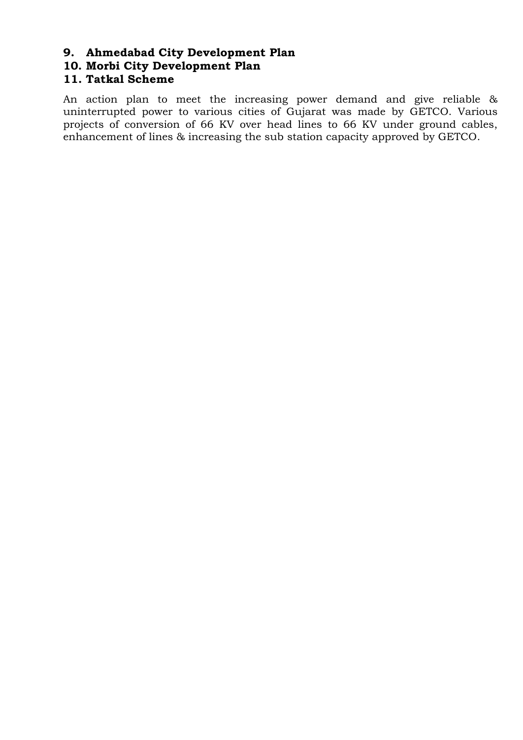**9. Ahmedabad City Development Plan**

**10. Morbi City Development Plan**

**11. Tatkal Scheme**

An action plan to meet the increasing power demand and give reliable & uninterrupted power to various cities of Gujarat was made by GETCO. Various projects of conversion of 66 KV over head lines to 66 KV under ground cables, enhancement of lines & increasing the sub station capacity approved by GETCO.